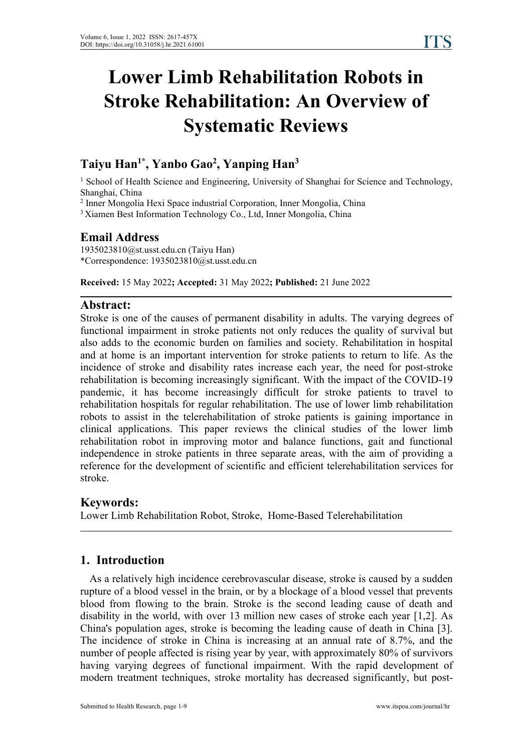# Lower Limb Rehabilitation Robots in Stroke Rehabilitation: An Overview of Systematic Reviews

**Taiyu Han[1*], Yanbo Gao[2], Yanping Han[3]**

[1] School of Health Science and Engineering, University of Shanghai for Science and Technology, Shanghai, China

[2] Inner Mongolia Hexi Space industrial Corporation, Inner Mongolia, China

[3] Xiamen Best Information Technology Co., Ltd, Inner Mongolia, China

## Email Address

1935023810@st.usst.edu.cn (Taiyu Han)

*Correspondence: 1935023810@st.usst.edu.cn

**Received:** 15 May 2022**; Accepted:** 31 May 2022**; Published:** 21 June 2022

## Abstract:

Stroke is one of the causes of permanent disability in adults. The varying degrees of functional impairment in stroke patients not only reduces the quality of survival but also adds to the economic burden on families and society. Rehabilitation in hospital and at home is an important intervention for stroke patients to return to life. As the incidence of stroke and disability rates increase each year, the need for post-stroke rehabilitation is becoming increasingly significant. With the impact of the COVID-19 pandemic, it has become increasingly difficult for stroke patients to travel to rehabilitation hospitals for regular rehabilitation. The use of lower limb rehabilitation robots to assist in the telerehabilitation of stroke patients is gaining importance in clinical applications. This paper reviews the clinical studies of the lower limb rehabilitation robot in improving motor and balance functions, gait and functional independence in stroke patients in three separate areas, with the aim of providing a reference for the development of scientific and efficient telerehabilitation services for stroke.

## Keywords:

Lower Limb Rehabilitation Robot, Stroke, Home-Based Telerehabilitation

## 1. Introduction

As a relatively high incidence cerebrovascular disease, stroke is caused by a sudden rupture of a blood vessel in the brain, or by a blockage of a blood vessel that prevents blood from flowing to the brain. Stroke is the second leading cause of death and disability in the world, with over 13 million new cases of stroke each year [1,2]. As China's population ages, stroke is becoming the leading cause of death in China [3]. The incidence of stroke in China is increasing at an annual rate of 8.7%, and the number of people affected is rising year by year, with approximately 80% of survivors having varying degrees of functional impairment. With the rapid development of modern treatment techniques, stroke mortality has decreased significantly, but post-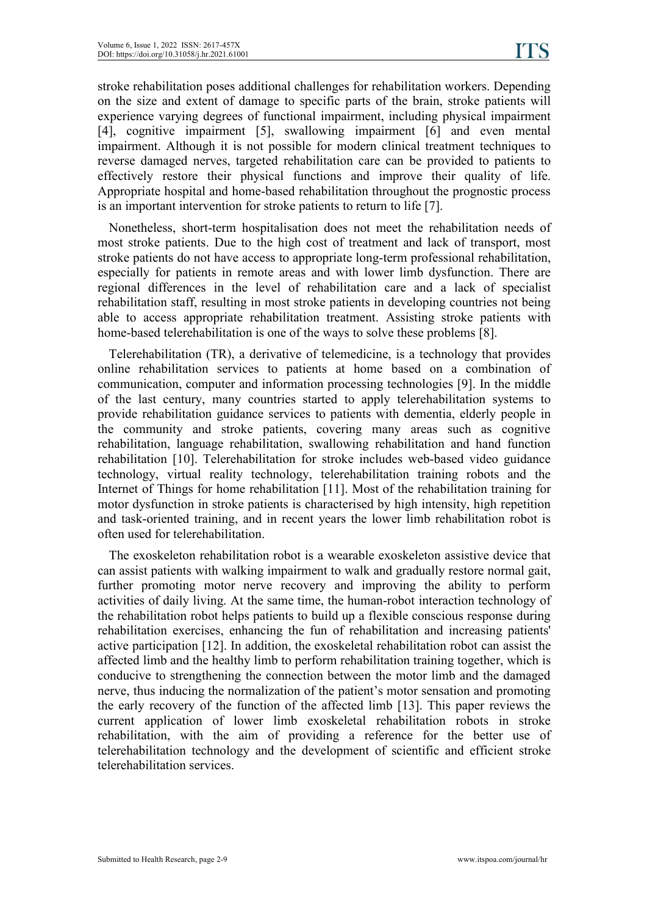stroke rehabilitation poses additional challenges for rehabilitation workers. Depending on the size and extent of damage to specific parts of the brain, stroke patients will experience varying degrees of functional impairment, including physical impairment [4], cognitive impairment [5], swallowing impairment [6] and even mental impairment. Although it is not possible for modern clinical treatment techniques to reverse damaged nerves, targeted rehabilitation care can be provided to patients to effectively restore their physical functions and improve their quality of life. Appropriate hospital and home-based rehabilitation throughout the prognostic process is an important intervention for stroke patients to return to life [7].

Nonetheless, short-term hospitalisation does not meet the rehabilitation needs of most stroke patients. Due to the high cost of treatment and lack of transport, most stroke patients do not have access to appropriate long-term professional rehabilitation, especially for patients in remote areas and with lower limb dysfunction. There are regional differences in the level of rehabilitation care and a lack of specialist rehabilitation staff, resulting in most stroke patients in developing countries not being able to access appropriate rehabilitation treatment. Assisting stroke patients with home-based telerehabilitation is one of the ways to solve these problems [8].

Telerehabilitation (TR), a derivative of telemedicine, is a technology that provides online rehabilitation services to patients at home based on a combination of communication, computer and information processing technologies [9]. In the middle of the last century, many countries started to apply telerehabilitation systems to provide rehabilitation guidance services to patients with dementia, elderly people in the community and stroke patients, covering many areas such as cognitive rehabilitation, language rehabilitation, swallowing rehabilitation and hand function rehabilitation [10]. Telerehabilitation for stroke includes web-based video guidance technology, virtual reality technology, telerehabilitation training robots and the Internet of Things for home rehabilitation [11]. Most of the rehabilitation training for motor dysfunction in stroke patients is characterised by high intensity, high repetition and task-oriented training, and in recent years the lower limb rehabilitation robot is often used for telerehabilitation.

The exoskeleton rehabilitation robot is a wearable exoskeleton assistive device that can assist patients with walking impairment to walk and gradually restore normal gait, further promoting motor nerve recovery and improving the ability to perform activities of daily living. At the same time, the human-robot interaction technology of the rehabilitation robot helps patients to build up a flexible conscious response during rehabilitation exercises, enhancing the fun of rehabilitation and increasing patients' active participation [12]. In addition, the exoskeletal rehabilitation robot can assist the affected limb and the healthy limb to perform rehabilitation training together, which is conducive to strengthening the connection between the motor limb and the damaged nerve, thus inducing the normalization of the patient's motor sensation and promoting the early recovery of the function of the affected limb [13]. This paper reviews the current application of lower limb exoskeletal rehabilitation robots in stroke rehabilitation, with the aim of providing a reference for the better use of telerehabilitation technology and the development of scientific and efficient stroke telerehabilitation services.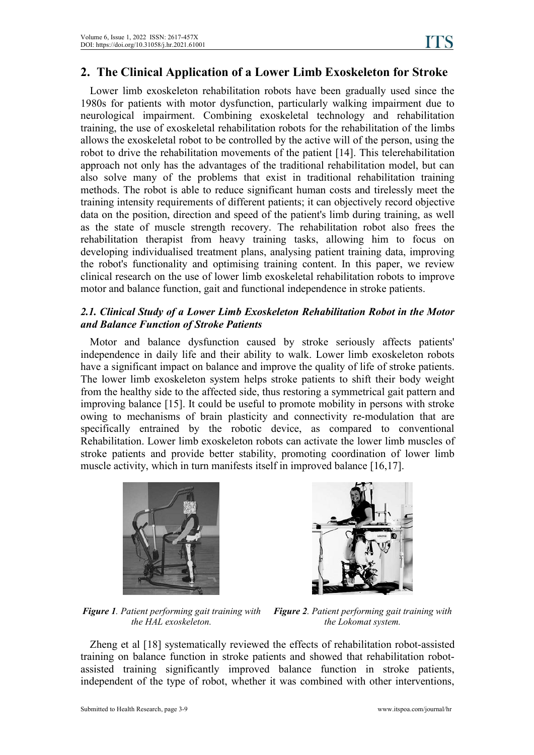## 2. The Clinical Application of a Lower Limb Exoskeleton for Stroke

Lower limb exoskeleton rehabilitation robots have been gradually used since the 1980s for patients with motor dysfunction, particularly walking impairment due to neurological impairment. Combining exoskeletal technology and rehabilitation training, the use of exoskeletal rehabilitation robots for the rehabilitation of the limbs allows the exoskeletal robot to be controlled by the active will of the person, using the robot to drive the rehabilitation movements of the patient [14]. This telerehabilitation approach not only has the advantages of the traditional rehabilitation model, but can also solve many of the problems that exist in traditional rehabilitation training methods. The robot is able to reduce significant human costs and tirelessly meet the training intensity requirements of different patients; it can objectively record objective data on the position, direction and speed of the patient's limb during training, as well as the state of muscle strength recovery. The rehabilitation robot also frees the rehabilitation therapist from heavy training tasks, allowing him to focus on developing individualised treatment plans, analysing patient training data, improving the robot's functionality and optimising training content. In this paper, we review clinical research on the use of lower limb exoskeletal rehabilitation robots to improve motor and balance function, gait and functional independence in stroke patients.

### *2.1. Clinical Study of a Lower Limb Exoskeleton Rehabilitation Robot in the Motor and Balance Function of Stroke Patients*

Motor and balance dysfunction caused by stroke seriously affects patients' independence in daily life and their ability to walk. Lower limb exoskeleton robots have a significant impact on balance and improve the quality of life of stroke patients. The lower limb exoskeleton system helps stroke patients to shift their body weight from the healthy side to the affected side, thus restoring a symmetrical gait pattern and improving balance [15]. It could be useful to promote mobility in persons with stroke owing to mechanisms of brain plasticity and connectivity re-modulation that are specifically entrained by the robotic device, as compared to conventional Rehabilitation. Lower limb exoskeleton robots can activate the lower limb muscles of stroke patients and provide better stability, promoting coordination of lower limb muscle activity, which in turn manifests itself in improved balance [16,17].

***Figure 1***. *Patient performing gait training with the HAL exoskeleton.*

***Figure 2***. *Patient performing gait training with the Lokomat system.*

Zheng et al [18] systematically reviewed the effects of rehabilitation robot-assisted training on balance function in stroke patients and showed that rehabilitation robot-assisted training significantly improved balance function in stroke patients, independent of the type of robot, whether it was combined with other interventions,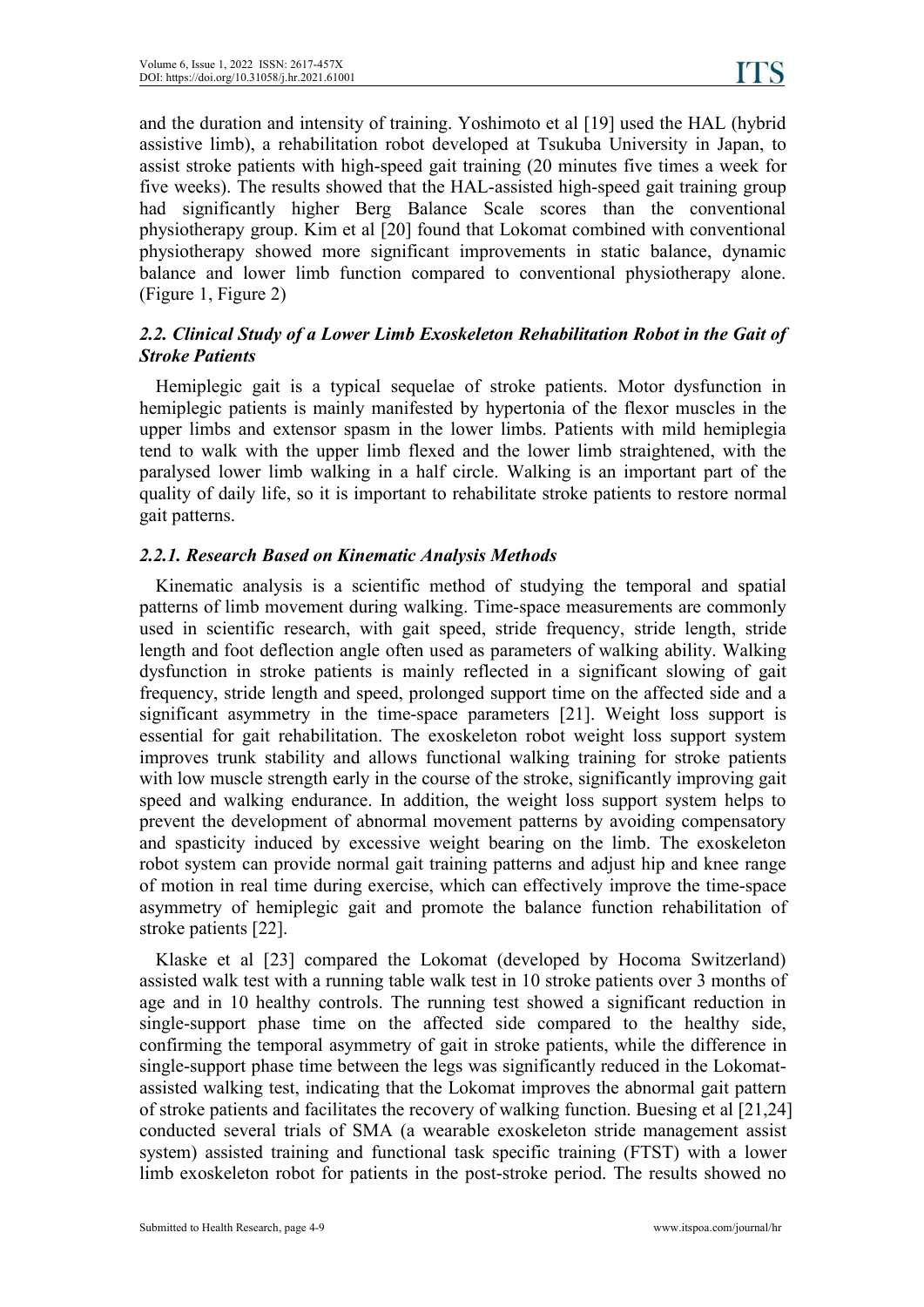and the duration and intensity of training. Yoshimoto et al [19] used the HAL (hybrid assistive limb), a rehabilitation robot developed at Tsukuba University in Japan, to assist stroke patients with high-speed gait training (20 minutes five times a week for five weeks). The results showed that the HAL-assisted high-speed gait training group had significantly higher Berg Balance Scale scores than the conventional physiotherapy group. Kim et al [20] found that Lokomat combined with conventional physiotherapy showed more significant improvements in static balance, dynamic balance and lower limb function compared to conventional physiotherapy alone. (Figure 1, Figure 2)

### *2.2. Clinical Study of a Lower Limb Exoskeleton Rehabilitation Robot in the Gait of Stroke Patients*

Hemiplegic gait is a typical sequelae of stroke patients. Motor dysfunction in hemiplegic patients is mainly manifested by hypertonia of the flexor muscles in the upper limbs and extensor spasm in the lower limbs. Patients with mild hemiplegia tend to walk with the upper limb flexed and the lower limb straightened, with the paralysed lower limb walking in a half circle. Walking is an important part of the quality of daily life, so it is important to rehabilitate stroke patients to restore normal gait patterns.

#### *2.2.1. Research Based on Kinematic Analysis Methods*

Kinematic analysis is a scientific method of studying the temporal and spatial patterns of limb movement during walking. Time-space measurements are commonly used in scientific research, with gait speed, stride frequency, stride length, stride length and foot deflection angle often used as parameters of walking ability. Walking dysfunction in stroke patients is mainly reflected in a significant slowing of gait frequency, stride length and speed, prolonged support time on the affected side and a significant asymmetry in the time-space parameters [21]. Weight loss support is essential for gait rehabilitation. The exoskeleton robot weight loss support system improves trunk stability and allows functional walking training for stroke patients with low muscle strength early in the course of the stroke, significantly improving gait speed and walking endurance. In addition, the weight loss support system helps to prevent the development of abnormal movement patterns by avoiding compensatory and spasticity induced by excessive weight bearing on the limb. The exoskeleton robot system can provide normal gait training patterns and adjust hip and knee range of motion in real time during exercise, which can effectively improve the time-space asymmetry of hemiplegic gait and promote the balance function rehabilitation of stroke patients [22].

Klaske et al [23] compared the Lokomat (developed by Hocoma Switzerland) assisted walk test with a running table walk test in 10 stroke patients over 3 months of age and in 10 healthy controls. The running test showed a significant reduction in single-support phase time on the affected side compared to the healthy side, confirming the temporal asymmetry of gait in stroke patients, while the difference in single-support phase time between the legs was significantly reduced in the Lokomat-assisted walking test, indicating that the Lokomat improves the abnormal gait pattern of stroke patients and facilitates the recovery of walking function. Buesing et al [21,24] conducted several trials of SMA (a wearable exoskeleton stride management assist system) assisted training and functional task specific training (FTST) with a lower limb exoskeleton robot for patients in the post-stroke period. The results showed no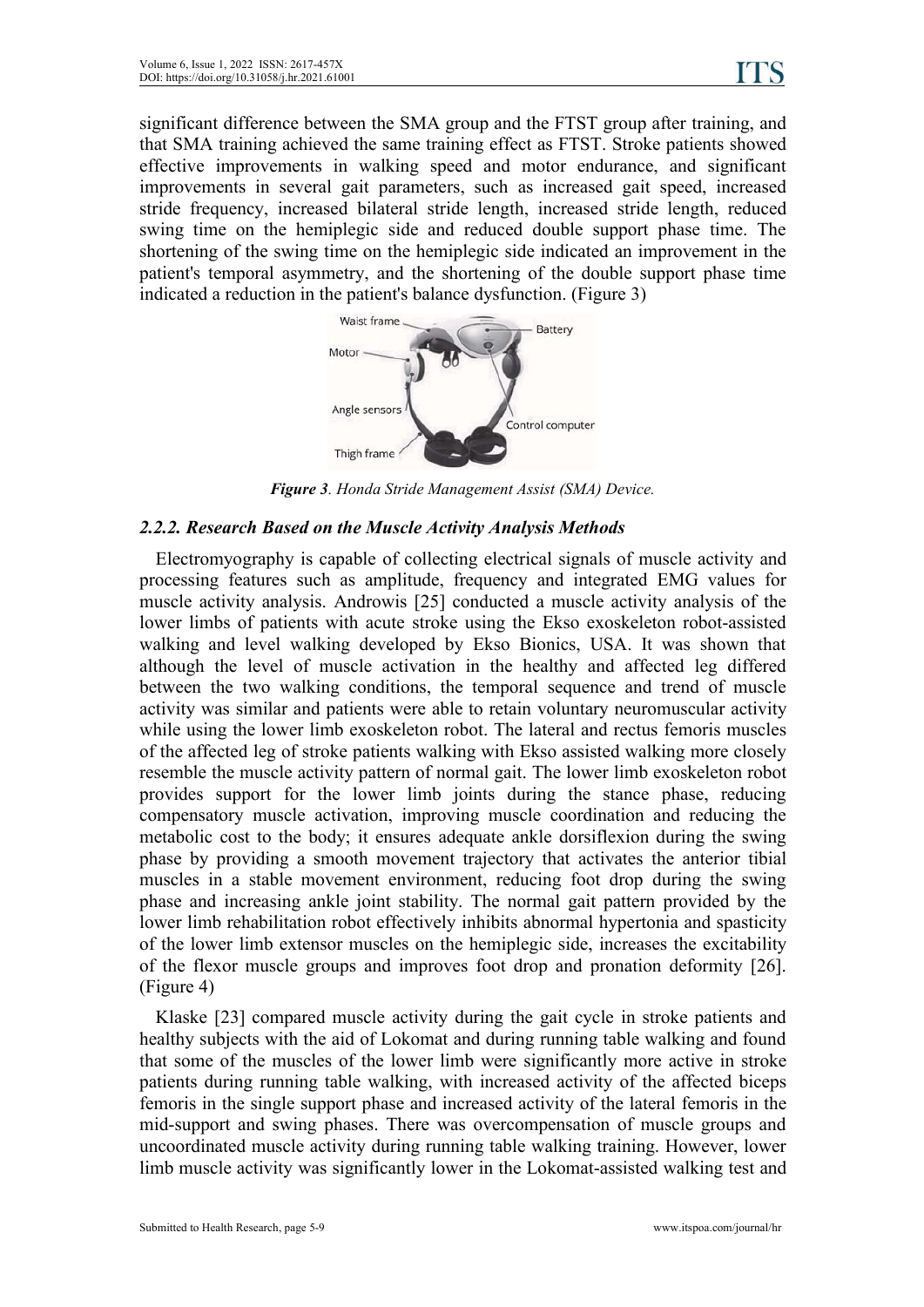significant difference between the SMA group and the FTST group after training, and that SMA training achieved the same training effect as FTST. Stroke patients showed effective improvements in walking speed and motor endurance, and significant improvements in several gait parameters, such as increased gait speed, increased stride frequency, increased bilateral stride length, increased stride length, reduced swing time on the hemiplegic side and reduced double support phase time. The shortening of the swing time on the hemiplegic side indicated an improvement in the patient's temporal asymmetry, and the shortening of the double support phase time indicated a reduction in the patient's balance dysfunction. (Figure 3)

*Figure 3. Honda Stride Management Assist (SMA) Device.*

### 2.2.2. Research Based on the Muscle Activity Analysis Methods

Electromyography is capable of collecting electrical signals of muscle activity and processing features such as amplitude, frequency and integrated EMG values for muscle activity analysis. Androwis [25] conducted a muscle activity analysis of the lower limbs of patients with acute stroke using the Ekso exoskeleton robot-assisted walking and level walking developed by Ekso Bionics, USA. It was shown that although the level of muscle activation in the healthy and affected leg differed between the two walking conditions, the temporal sequence and trend of muscle activity was similar and patients were able to retain voluntary neuromuscular activity while using the lower limb exoskeleton robot. The lateral and rectus femoris muscles of the affected leg of stroke patients walking with Ekso assisted walking more closely resemble the muscle activity pattern of normal gait. The lower limb exoskeleton robot provides support for the lower limb joints during the stance phase, reducing compensatory muscle activation, improving muscle coordination and reducing the metabolic cost to the body; it ensures adequate ankle dorsiflexion during the swing phase by providing a smooth movement trajectory that activates the anterior tibial muscles in a stable movement environment, reducing foot drop during the swing phase and increasing ankle joint stability. The normal gait pattern provided by the lower limb rehabilitation robot effectively inhibits abnormal hypertonia and spasticity of the lower limb extensor muscles on the hemiplegic side, increases the excitability of the flexor muscle groups and improves foot drop and pronation deformity [26]. (Figure 4)

Klaske [23] compared muscle activity during the gait cycle in stroke patients and healthy subjects with the aid of Lokomat and during running table walking and found that some of the muscles of the lower limb were significantly more active in stroke patients during running table walking, with increased activity of the affected biceps femoris in the single support phase and increased activity of the lateral femoris in the mid-support and swing phases. There was overcompensation of muscle groups and uncoordinated muscle activity during running table walking training. However, lower limb muscle activity was significantly lower in the Lokomat-assisted walking test and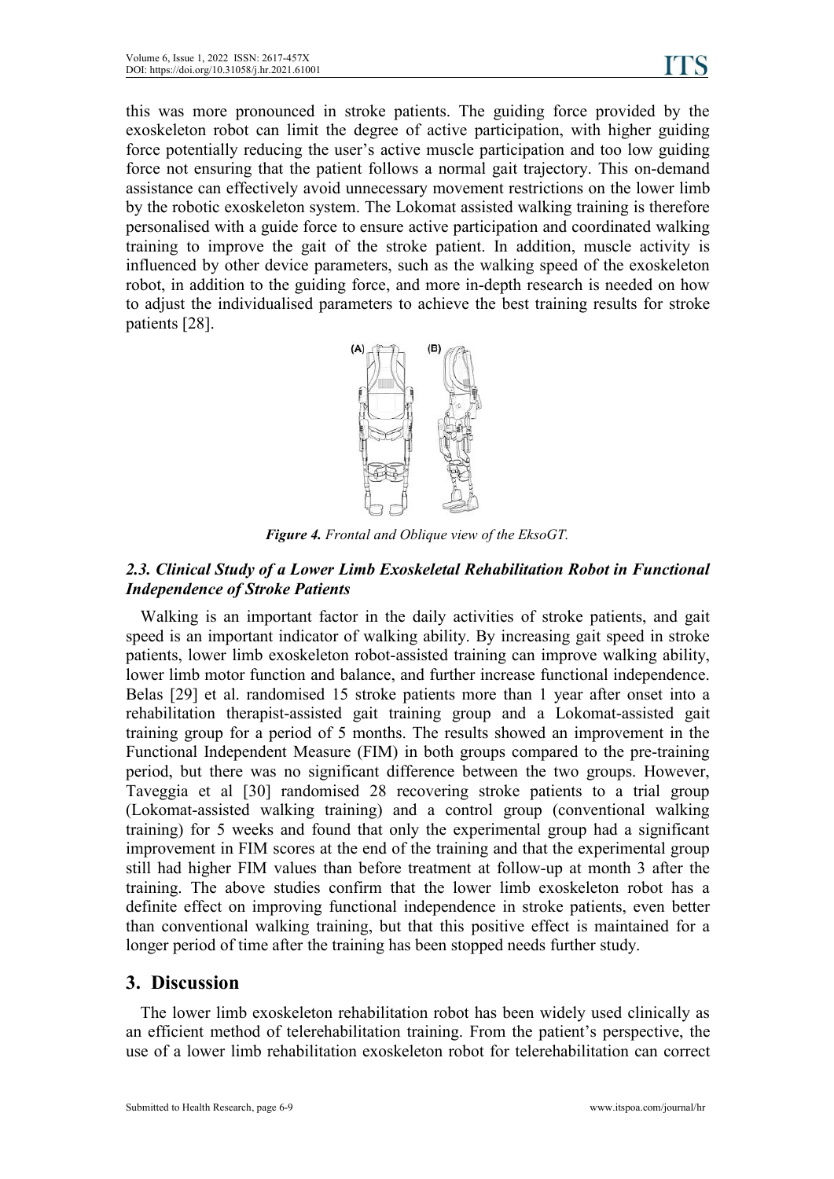this was more pronounced in stroke patients. The guiding force provided by the exoskeleton robot can limit the degree of active participation, with higher guiding force potentially reducing the user's active muscle participation and too low guiding force not ensuring that the patient follows a normal gait trajectory. This on-demand assistance can effectively avoid unnecessary movement restrictions on the lower limb by the robotic exoskeleton system. The Lokomat assisted walking training is therefore personalised with a guide force to ensure active participation and coordinated walking training to improve the gait of the stroke patient. In addition, muscle activity is influenced by other device parameters, such as the walking speed of the exoskeleton robot, in addition to the guiding force, and more in-depth research is needed on how to adjust the individualised parameters to achieve the best training results for stroke patients [28].

***Figure 4.*** *Frontal and Oblique view of the EksoGT.*

### *2.3. Clinical Study of a Lower Limb Exoskeletal Rehabilitation Robot in Functional Independence of Stroke Patients*

Walking is an important factor in the daily activities of stroke patients, and gait speed is an important indicator of walking ability. By increasing gait speed in stroke patients, lower limb exoskeleton robot-assisted training can improve walking ability, lower limb motor function and balance, and further increase functional independence. Belas [29] et al. randomised 15 stroke patients more than 1 year after onset into a rehabilitation therapist-assisted gait training group and a Lokomat-assisted gait training group for a period of 5 months. The results showed an improvement in the Functional Independent Measure (FIM) in both groups compared to the pre-training period, but there was no significant difference between the two groups. However, Taveggia et al [30] randomised 28 recovering stroke patients to a trial group (Lokomat-assisted walking training) and a control group (conventional walking training) for 5 weeks and found that only the experimental group had a significant improvement in FIM scores at the end of the training and that the experimental group still had higher FIM values than before treatment at follow-up at month 3 after the training. The above studies confirm that the lower limb exoskeleton robot has a definite effect on improving functional independence in stroke patients, even better than conventional walking training, but that this positive effect is maintained for a longer period of time after the training has been stopped needs further study.

## 3. Discussion

The lower limb exoskeleton rehabilitation robot has been widely used clinically as an efficient method of telerehabilitation training. From the patient's perspective, the use of a lower limb rehabilitation exoskeleton robot for telerehabilitation can correct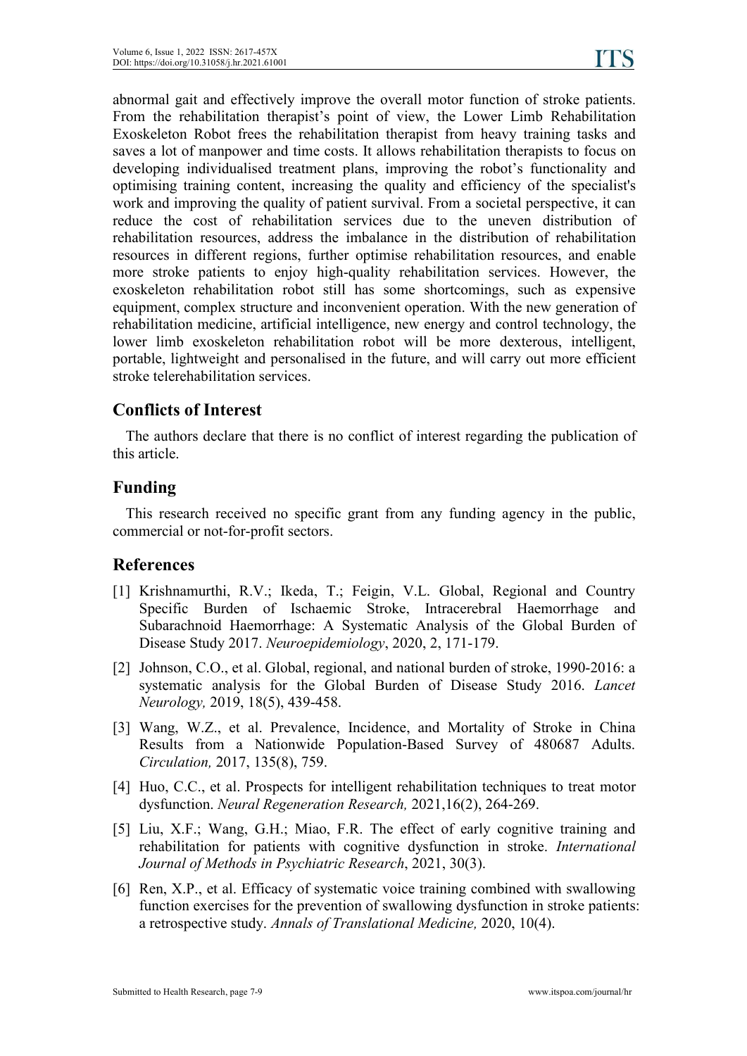abnormal gait and effectively improve the overall motor function of stroke patients. From the rehabilitation therapist's point of view, the Lower Limb Rehabilitation Exoskeleton Robot frees the rehabilitation therapist from heavy training tasks and saves a lot of manpower and time costs. It allows rehabilitation therapists to focus on developing individualised treatment plans, improving the robot's functionality and optimising training content, increasing the quality and efficiency of the specialist's work and improving the quality of patient survival. From a societal perspective, it can reduce the cost of rehabilitation services due to the uneven distribution of rehabilitation resources, address the imbalance in the distribution of rehabilitation resources in different regions, further optimise rehabilitation resources, and enable more stroke patients to enjoy high-quality rehabilitation services. However, the exoskeleton rehabilitation robot still has some shortcomings, such as expensive equipment, complex structure and inconvenient operation. With the new generation of rehabilitation medicine, artificial intelligence, new energy and control technology, the lower limb exoskeleton rehabilitation robot will be more dexterous, intelligent, portable, lightweight and personalised in the future, and will carry out more efficient stroke telerehabilitation services.

## Conflicts of Interest

The authors declare that there is no conflict of interest regarding the publication of this article.

## Funding

This research received no specific grant from any funding agency in the public, commercial or not-for-profit sectors.

## References

[1] Krishnamurthi, R.V.; Ikeda, T.; Feigin, V.L. Global, Regional and Country Specific Burden of Ischaemic Stroke, Intracerebral Haemorrhage and Subarachnoid Haemorrhage: A Systematic Analysis of the Global Burden of Disease Study 2017. *Neuroepidemiology*, 2020, 2, 171-179.

[2] Johnson, C.O., et al. Global, regional, and national burden of stroke, 1990-2016: a systematic analysis for the Global Burden of Disease Study 2016. *Lancet Neurology,* 2019, 18(5), 439-458.

[3] Wang, W.Z., et al. Prevalence, Incidence, and Mortality of Stroke in China Results from a Nationwide Population-Based Survey of 480687 Adults. *Circulation,* 2017, 135(8), 759.

[4] Huo, C.C., et al. Prospects for intelligent rehabilitation techniques to treat motor dysfunction. *Neural Regeneration Research,* 2021,16(2), 264-269.

[5] Liu, X.F.; Wang, G.H.; Miao, F.R. The effect of early cognitive training and rehabilitation for patients with cognitive dysfunction in stroke. *International Journal of Methods in Psychiatric Research*, 2021, 30(3).

[6] Ren, X.P., et al. Efficacy of systematic voice training combined with swallowing function exercises for the prevention of swallowing dysfunction in stroke patients: a retrospective study. *Annals of Translational Medicine,* 2020, 10(4).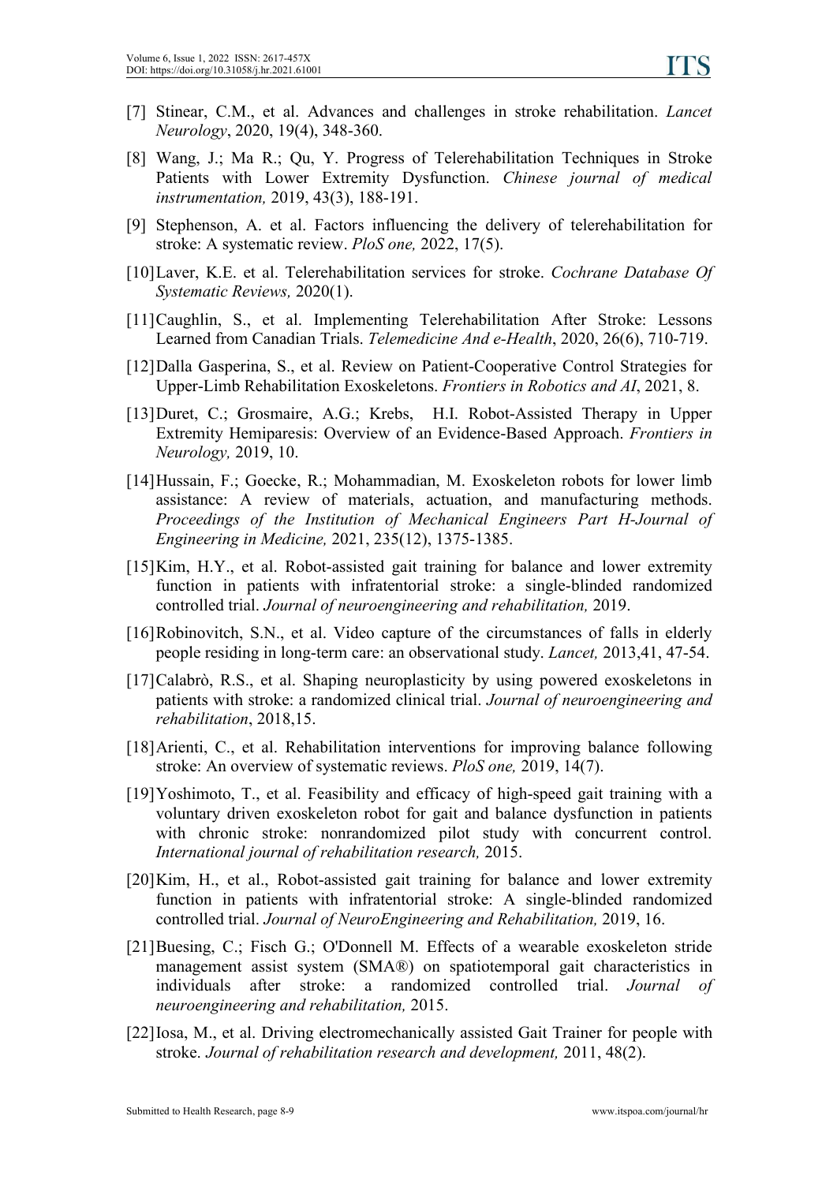[7] Stinear, C.M., et al. Advances and challenges in stroke rehabilitation. *Lancet Neurology*, 2020, 19(4), 348-360.

[8] Wang, J.; Ma R.; Qu, Y. Progress of Telerehabilitation Techniques in Stroke Patients with Lower Extremity Dysfunction. *Chinese journal of medical instrumentation,* 2019, 43(3), 188-191.

[9] Stephenson, A. et al. Factors influencing the delivery of telerehabilitation for stroke: A systematic review. *PloS one,* 2022, 17(5).

[10] Laver, K.E. et al. Telerehabilitation services for stroke. *Cochrane Database Of Systematic Reviews,* 2020(1).

[11] Caughlin, S., et al. Implementing Telerehabilitation After Stroke: Lessons Learned from Canadian Trials. *Telemedicine And e-Health*, 2020, 26(6), 710-719.

[12] Dalla Gasperina, S., et al. Review on Patient-Cooperative Control Strategies for Upper-Limb Rehabilitation Exoskeletons. *Frontiers in Robotics and AI*, 2021, 8.

[13] Duret, C.; Grosmaire, A.G.; Krebs, H.I. Robot-Assisted Therapy in Upper Extremity Hemiparesis: Overview of an Evidence-Based Approach. *Frontiers in Neurology,* 2019, 10.

[14] Hussain, F.; Goecke, R.; Mohammadian, M. Exoskeleton robots for lower limb assistance: A review of materials, actuation, and manufacturing methods. *Proceedings of the Institution of Mechanical Engineers Part H-Journal of Engineering in Medicine,* 2021, 235(12), 1375-1385.

[15] Kim, H.Y., et al. Robot-assisted gait training for balance and lower extremity function in patients with infratentorial stroke: a single-blinded randomized controlled trial. *Journal of neuroengineering and rehabilitation,* 2019.

[16] Robinovitch, S.N., et al. Video capture of the circumstances of falls in elderly people residing in long-term care: an observational study. *Lancet,* 2013,41, 47-54.

[17] Calabrò, R.S., et al. Shaping neuroplasticity by using powered exoskeletons in patients with stroke: a randomized clinical trial. *Journal of neuroengineering and rehabilitation*, 2018,15.

[18] Arienti, C., et al. Rehabilitation interventions for improving balance following stroke: An overview of systematic reviews. *PloS one,* 2019, 14(7).

[19] Yoshimoto, T., et al. Feasibility and efficacy of high-speed gait training with a voluntary driven exoskeleton robot for gait and balance dysfunction in patients with chronic stroke: nonrandomized pilot study with concurrent control. *International journal of rehabilitation research,* 2015.

[20] Kim, H., et al., Robot-assisted gait training for balance and lower extremity function in patients with infratentorial stroke: A single-blinded randomized controlled trial. *Journal of NeuroEngineering and Rehabilitation,* 2019, 16.

[21] Buesing, C.; Fisch G.; O'Donnell M. Effects of a wearable exoskeleton stride management assist system (SMA®) on spatiotemporal gait characteristics in individuals after stroke: a randomized controlled trial. *Journal of neuroengineering and rehabilitation,* 2015.

[22] Iosa, M., et al. Driving electromechanically assisted Gait Trainer for people with stroke. *Journal of rehabilitation research and development,* 2011, 48(2).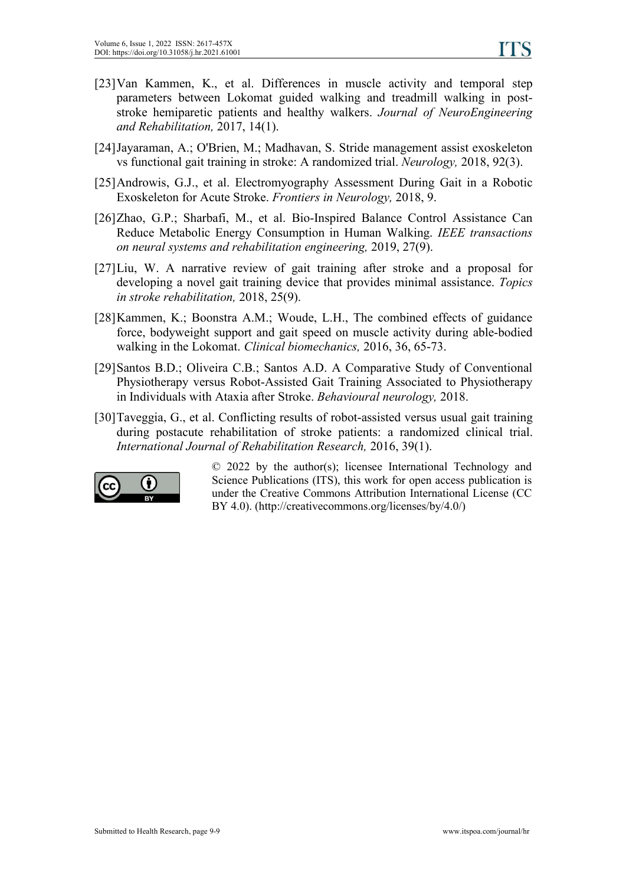[23] Van Kammen, K., et al. Differences in muscle activity and temporal step parameters between Lokomat guided walking and treadmill walking in post-stroke hemiparetic patients and healthy walkers. *Journal of NeuroEngineering and Rehabilitation,* 2017, 14(1).

[24] Jayaraman, A.; O'Brien, M.; Madhavan, S. Stride management assist exoskeleton vs functional gait training in stroke: A randomized trial. *Neurology,* 2018, 92(3).

[25] Androwis, G.J., et al. Electromyography Assessment During Gait in a Robotic Exoskeleton for Acute Stroke. *Frontiers in Neurology,* 2018, 9.

[26] Zhao, G.P.; Sharbafi, M., et al. Bio-Inspired Balance Control Assistance Can Reduce Metabolic Energy Consumption in Human Walking. *IEEE transactions on neural systems and rehabilitation engineering,* 2019, 27(9).

[27] Liu, W. A narrative review of gait training after stroke and a proposal for developing a novel gait training device that provides minimal assistance. *Topics in stroke rehabilitation,* 2018, 25(9).

[28] Kammen, K.; Boonstra A.M.; Woude, L.H., The combined effects of guidance force, bodyweight support and gait speed on muscle activity during able-bodied walking in the Lokomat. *Clinical biomechanics,* 2016, 36, 65-73.

[29] Santos B.D.; Oliveira C.B.; Santos A.D. A Comparative Study of Conventional Physiotherapy versus Robot-Assisted Gait Training Associated to Physiotherapy in Individuals with Ataxia after Stroke. *Behavioural neurology,* 2018.

[30] Taveggia, G., et al. Conflicting results of robot-assisted versus usual gait training during postacute rehabilitation of stroke patients: a randomized clinical trial. *International Journal of Rehabilitation Research,* 2016, 39(1).

© 2022 by the author(s); licensee International Technology and Science Publications (ITS), this work for open access publication is under the Creative Commons Attribution International License (CC BY 4.0). (http://creativecommons.org/licenses/by/4.0/)